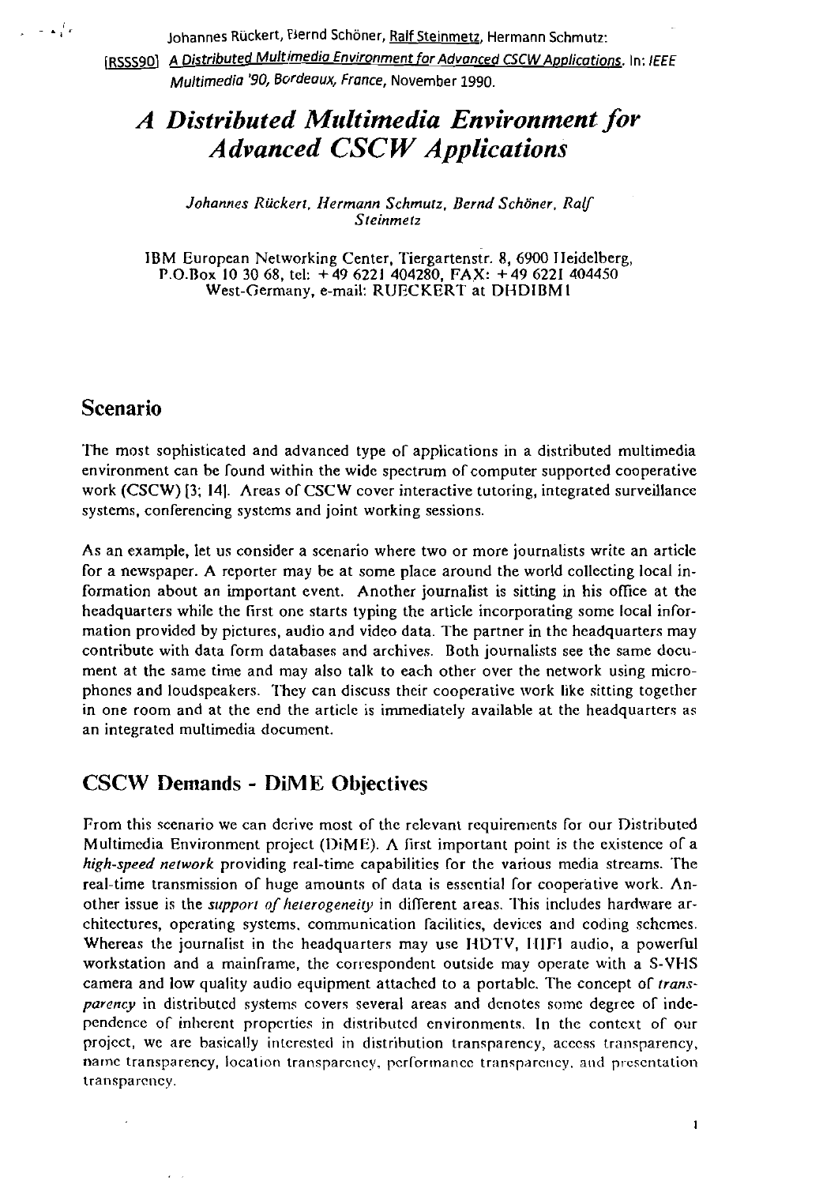Johannes Rückert, Bernd Schöner, Ralf Steinmetz, Hermann Schmutz:
[RSSS90] A Distributed Multimedia Environment for Advanced CSCW Applications. In: *IEEE Multimedia '90, Bordeaux, France*, November 1990.

# *A Distributed Multimedia Environment for Advanced CSCW Applications*

*Johannes Rückert, Hermann Schmutz, Bernd Schöner, Ralf Steinmetz*

IBM European Networking Center, Tiergartenstr. 8, 6900 Heidelberg, P.O.Box 10 30 68, tel: +49 6221 404280, FAX: +49 6221 404450 West-Germany, e-mail: RUECKERT at DHDIBM1

## Scenario

The most sophisticated and advanced type of applications in a distributed multimedia environment can be found within the wide spectrum of computer supported cooperative work (CSCW) [3; 14]. Areas of CSCW cover interactive tutoring, integrated surveillance systems, conferencing systems and joint working sessions.

As an example, let us consider a scenario where two or more journalists write an article for a newspaper. A reporter may be at some place around the world collecting local information about an important event. Another journalist is sitting in his office at the headquarters while the first one starts typing the article incorporating some local information provided by pictures, audio and video data. The partner in the headquarters may contribute with data form databases and archives. Both journalists see the same document at the same time and may also talk to each other over the network using microphones and loudspeakers. They can discuss their cooperative work like sitting together in one room and at the end the article is immediately available at the headquarters as an integrated multimedia document.

## CSCW Demands - DiME Objectives

From this scenario we can derive most of the relevant requirements for our Distributed Multimedia Environment project (DiME). A first important point is the existence of a *high-speed network* providing real-time capabilities for the various media streams. The real-time transmission of huge amounts of data is essential for cooperative work. Another issue is the *support of heterogeneity* in different areas. This includes hardware architectures, operating systems, communication facilities, devices and coding schemes. Whereas the journalist in the headquarters may use HDTV, HIFI audio, a powerful workstation and a mainframe, the correspondent outside may operate with a S-VHS camera and low quality audio equipment attached to a portable. The concept of *transparency* in distributed systems covers several areas and denotes some degree of independence of inherent properties in distributed environments. In the context of our project, we are basically interested in distribution transparency, access transparency, name transparency, location transparency, performance transparency, and presentation transparency.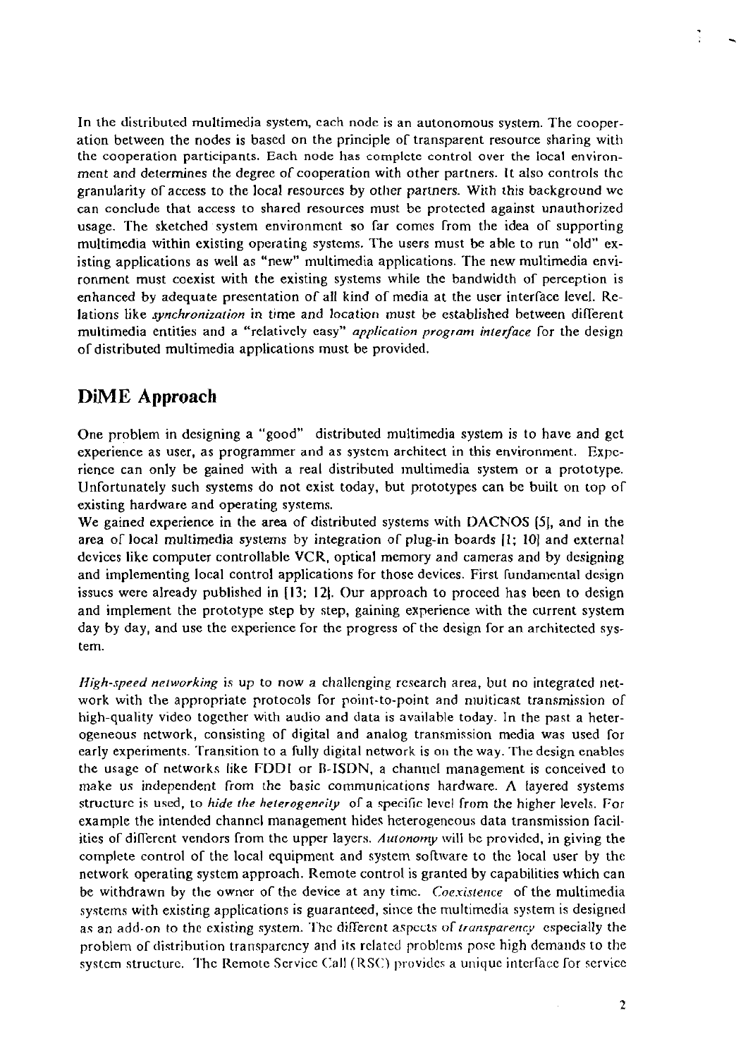In the distributed multimedia system, each node is an autonomous system. The cooperation between the nodes is based on the principle of transparent resource sharing with the cooperation participants. Each node has complete control over the local environment and determines the degree of cooperation with other partners. It also controls the granularity of access to the local resources by other partners. With this background we can conclude that access to shared resources must be protected against unauthorized usage. The sketched system environment so far comes from the idea of supporting multimedia within existing operating systems. The users must be able to run "old" existing applications as well as "new" multimedia applications. The new multimedia environment must coexist with the existing systems while the bandwidth of perception is enhanced by adequate presentation of all kind of media at the user interface level. Relations like *synchronization* in time and location must be established between different multimedia entities and a "relatively easy" *application program interface* for the design of distributed multimedia applications must be provided.

## DiME Approach

One problem in designing a "good" distributed multimedia system is to have and get experience as user, as programmer and as system architect in this environment. Experience can only be gained with a real distributed multimedia system or a prototype. Unfortunately such systems do not exist today, but prototypes can be built on top of existing hardware and operating systems.

We gained experience in the area of distributed systems with DACNOS [5], and in the area of local multimedia systems by integration of plug-in boards [1; 10] and external devices like computer controllable VCR, optical memory and cameras and by designing and implementing local control applications for those devices. First fundamental design issues were already published in [13; 12]. Our approach to proceed has been to design and implement the prototype step by step, gaining experience with the current system day by day, and use the experience for the progress of the design for an architected system.

*High-speed networking* is up to now a challenging research area, but no integrated network with the appropriate protocols for point-to-point and multicast transmission of high-quality video together with audio and data is available today. In the past a heterogeneous network, consisting of digital and analog transmission media was used for early experiments. Transition to a fully digital network is on the way. The design enables the usage of networks like FDDI or B-ISDN, a channel management is conceived to make us independent from the basic communications hardware. A layered systems structure is used, to *hide the heterogeneity* of a specific level from the higher levels. For example the intended channel management hides heterogeneous data transmission facilities of different vendors from the upper layers. *Autonomy* will be provided, in giving the complete control of the local equipment and system software to the local user by the network operating system approach. Remote control is granted by capabilities which can be withdrawn by the owner of the device at any time. *Coexistence* of the multimedia systems with existing applications is guaranteed, since the multimedia system is designed as an add-on to the existing system. The different aspects of *transparency* especially the problem of distribution transparency and its related problems pose high demands to the system structure. The Remote Service Call (RSC) provides a unique interface for service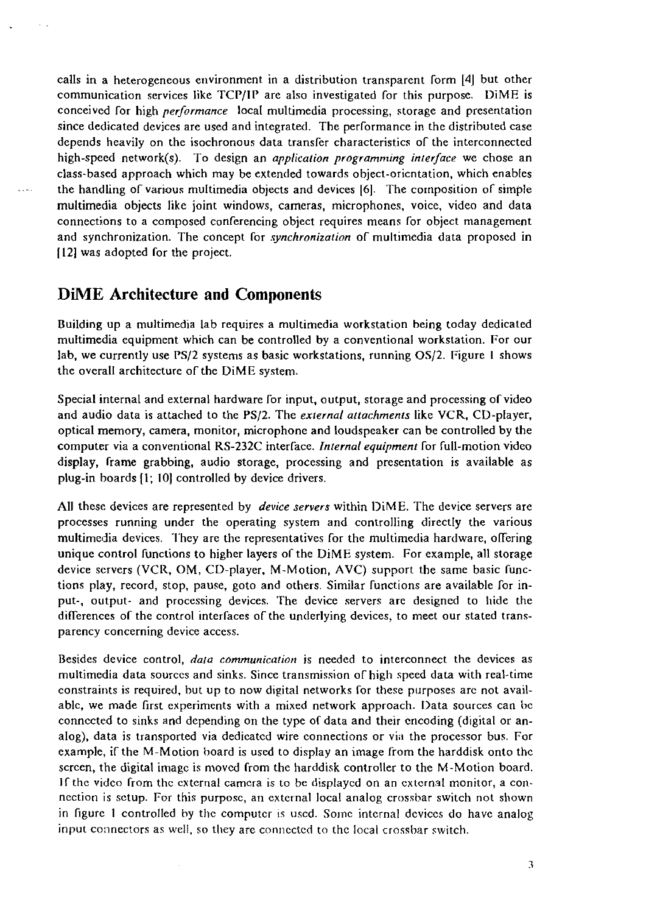calls in a heterogeneous environment in a distribution transparent form [4] but other communication services like TCP/IP are also investigated for this purpose. DiME is conceived for high *performance* local multimedia processing, storage and presentation since dedicated devices are used and integrated. The performance in the distributed case depends heavily on the isochronous data transfer characteristics of the interconnected high-speed network(s). To design an *application programming interface* we chose an class-based approach which may be extended towards object-orientation, which enables the handling of various multimedia objects and devices [6]. The composition of simple multimedia objects like joint windows, cameras, microphones, voice, video and data connections to a composed conferencing object requires means for object management and synchronization. The concept for *synchronization* of multimedia data proposed in [12] was adopted for the project.

## DiME Architecture and Components

Building up a multimedia lab requires a multimedia workstation being today dedicated multimedia equipment which can be controlled by a conventional workstation. For our lab, we currently use PS/2 systems as basic workstations, running OS/2. Figure 1 shows the overall architecture of the DiME system.

Special internal and external hardware for input, output, storage and processing of video and audio data is attached to the PS/2. The *external attachments* like VCR, CD-player, optical memory, camera, monitor, microphone and loudspeaker can be controlled by the computer via a conventional RS-232C interface. *Internal equipment* for full-motion video display, frame grabbing, audio storage, processing and presentation is available as plug-in boards [1; 10] controlled by device drivers.

All these devices are represented by *device servers* within DiME. The device servers are processes running under the operating system and controlling directly the various multimedia devices. They are the representatives for the multimedia hardware, offering unique control functions to higher layers of the DiME system. For example, all storage device servers (VCR, OM, CD-player, M-Motion, AVC) support the same basic functions play, record, stop, pause, goto and others. Similar functions are available for input-, output- and processing devices. The device servers are designed to hide the differences of the control interfaces of the underlying devices, to meet our stated transparency concerning device access.

Besides device control, *data communication* is needed to interconnect the devices as multimedia data sources and sinks. Since transmission of high speed data with real-time constraints is required, but up to now digital networks for these purposes are not available, we made first experiments with a mixed network approach. Data sources can be connected to sinks and depending on the type of data and their encoding (digital or analog), data is transported via dedicated wire connections or via the processor bus. For example, if the M-Motion board is used to display an image from the harddisk onto the screen, the digital image is moved from the harddisk controller to the M-Motion board. If the video from the external camera is to be displayed on an external monitor, a connection is setup. For this purpose, an external local analog crossbar switch not shown in figure 1 controlled by the computer is used. Some internal devices do have analog input connectors as well, so they are connected to the local crossbar switch.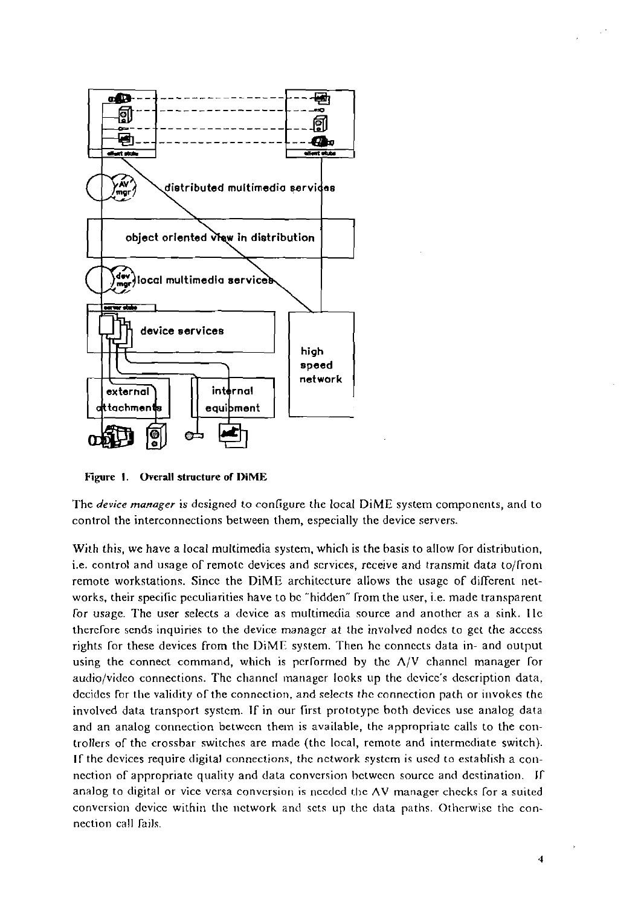Figure 1. Overall structure of DiME

The *device manager* is designed to configure the local DiME system components, and to control the interconnections between them, especially the device servers.

With this, we have a local multimedia system, which is the basis to allow for distribution, i.e. control and usage of remote devices and services, receive and transmit data to/from remote workstations. Since the DiME architecture allows the usage of different networks, their specific peculiarities have to be "hidden" from the user, i.e. made transparent for usage. The user selects a device as multimedia source and another as a sink. He therefore sends inquiries to the device manager at the involved nodes to get the access rights for these devices from the DiME system. Then he connects data in- and output using the connect command, which is performed by the A/V channel manager for audio/video connections. The channel manager looks up the device's description data, decides for the validity of the connection, and selects the connection path or invokes the involved data transport system. If in our first prototype both devices use analog data and an analog connection between them is available, the appropriate calls to the controllers of the crossbar switches are made (the local, remote and intermediate switch). If the devices require digital connections, the network system is used to establish a connection of appropriate quality and data conversion between source and destination. If analog to digital or vice versa conversion is needed the AV manager checks for a suited conversion device within the network and sets up the data paths. Otherwise the connection call fails.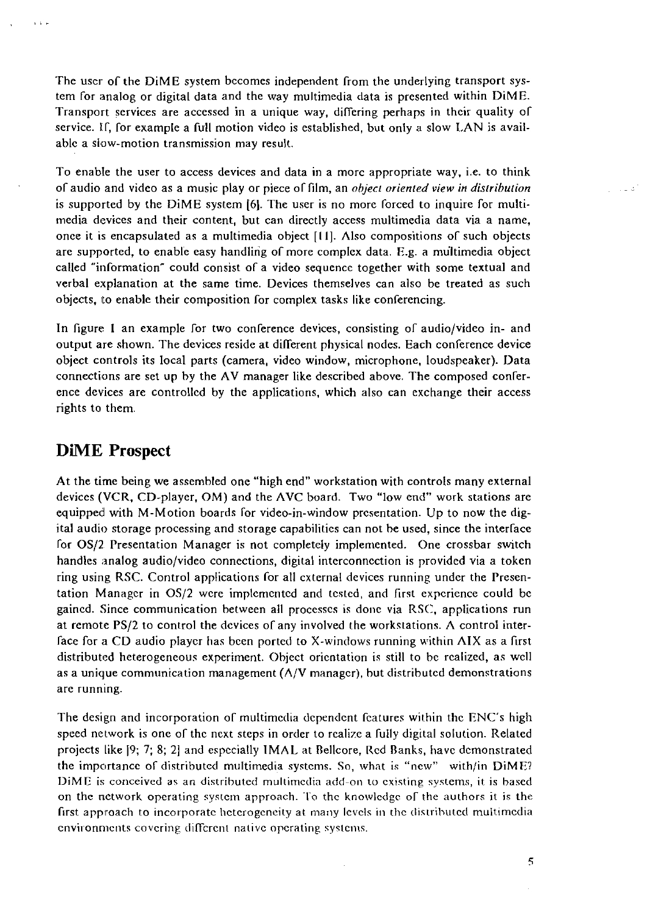The user of the DiME system becomes independent from the underlying transport system for analog or digital data and the way multimedia data is presented within DiME. Transport services are accessed in a unique way, differing perhaps in their quality of service. If, for example a full motion video is established, but only a slow LAN is available a slow-motion transmission may result.

To enable the user to access devices and data in a more appropriate way, i.e. to think of audio and video as a music play or piece of film, an *object oriented view in distribution* is supported by the DiME system [6]. The user is no more forced to inquire for multimedia devices and their content, but can directly access multimedia data via a name, once it is encapsulated as a multimedia object [11]. Also compositions of such objects are supported, to enable easy handling of more complex data. E.g. a multimedia object called "information" could consist of a video sequence together with some textual and verbal explanation at the same time. Devices themselves can also be treated as such objects, to enable their composition for complex tasks like conferencing.

In figure 1 an example for two conference devices, consisting of audio/video in- and output are shown. The devices reside at different physical nodes. Each conference device object controls its local parts (camera, video window, microphone, loudspeaker). Data connections are set up by the AV manager like described above. The composed conference devices are controlled by the applications, which also can exchange their access rights to them.

## DiME Prospect

At the time being we assembled one "high end" workstation with controls many external devices (VCR, CD-player, OM) and the AVC board. Two "low end" work stations are equipped with M-Motion boards for video-in-window presentation. Up to now the digital audio storage processing and storage capabilities can not be used, since the interface for OS/2 Presentation Manager is not completely implemented. One crossbar switch handles analog audio/video connections, digital interconnection is provided via a token ring using RSC. Control applications for all external devices running under the Presentation Manager in OS/2 were implemented and tested, and first experience could be gained. Since communication between all processes is done via RSC, applications run at remote PS/2 to control the devices of any involved the workstations. A control interface for a CD audio player has been ported to X-windows running within AIX as a first distributed heterogeneous experiment. Object orientation is still to be realized, as well as a unique communication management (A/V manager), but distributed demonstrations are running.

The design and incorporation of multimedia dependent features within the ENC's high speed network is one of the next steps in order to realize a fully digital solution. Related projects like [9; 7; 8; 2] and especially IMAL at Bellcore, Red Banks, have demonstrated the importance of distributed multimedia systems. So, what is "new" with/in DiME? DiME is conceived as an distributed multimedia add-on to existing systems, it is based on the network operating system approach. To the knowledge of the authors it is the first approach to incorporate heterogeneity at many levels in the distributed multimedia environments covering different native operating systems.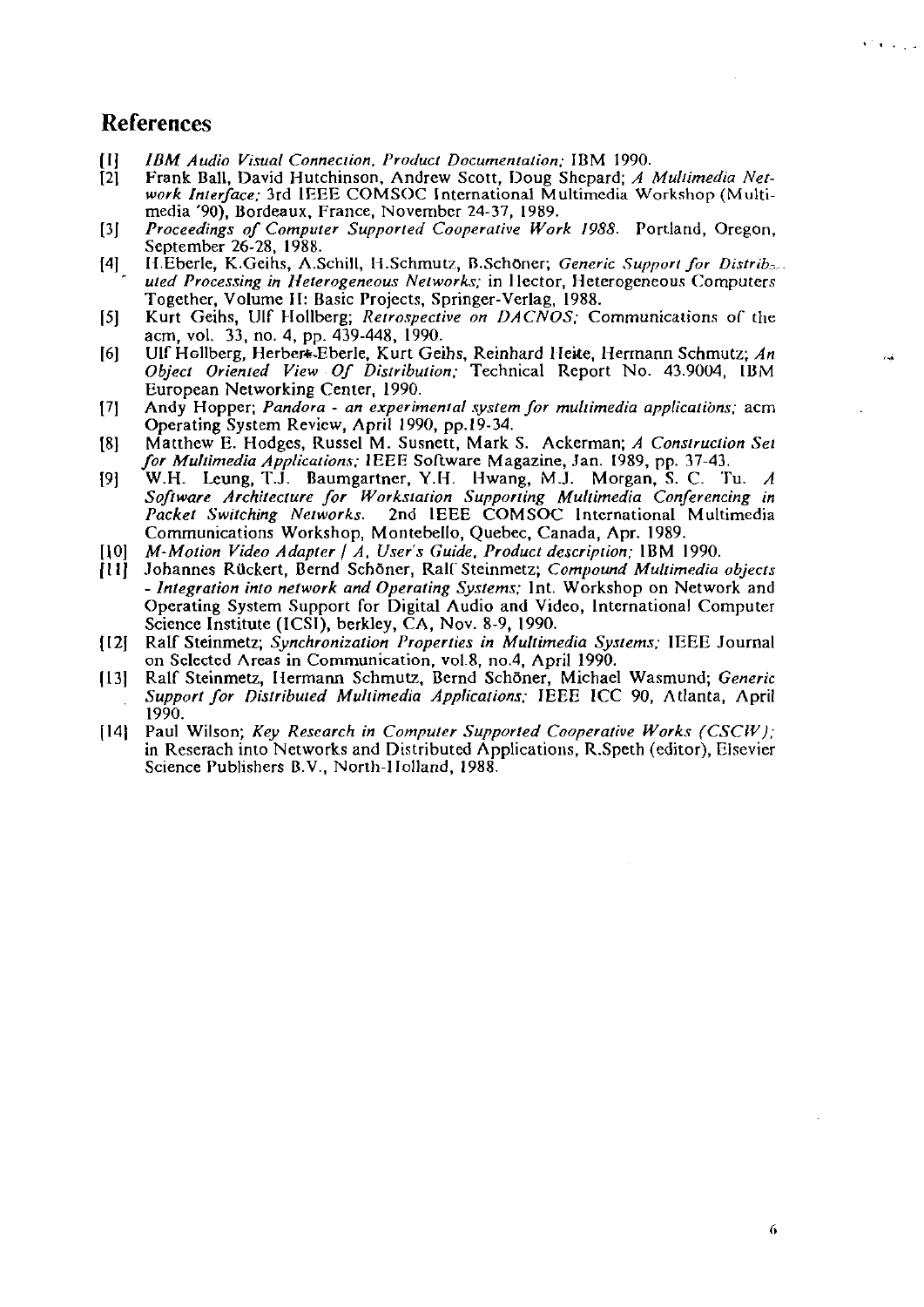## References

[1] *IBM Audio Visual Connection, Product Documentation;* IBM 1990.

[2] Frank Ball, David Hutchinson, Andrew Scott, Doug Shepard; *A Multimedia Network Interface;* 3rd IEEE COMSOC International Multimedia Workshop (Multimedia '90), Bordeaux, France, November 24-37, 1989.

[3] *Proceedings of Computer Supported Cooperative Work 1988.* Portland, Oregon, September 26-28, 1988.

[4] H.Eberle, K.Geihs, A.Schill, H.Schmutz, B.Schöner; *Generic Support for Distributed Processing in Heterogeneous Networks;* in Hector, Heterogeneous Computers Together, Volume II: Basic Projects, Springer-Verlag, 1988.

[5] Kurt Geihs, Ulf Hollberg; *Retrospective on DACNOS;* Communications of the acm, vol. 33, no. 4, pp. 439-448, 1990.

[6] Ulf Hollberg, Herbert Eberle, Kurt Geihs, Reinhard Heite, Hermann Schmutz; *An Object Oriented View Of Distribution;* Technical Report No. 43.9004, IBM European Networking Center, 1990.

[7] Andy Hopper; *Pandora - an experimental system for multimedia applications;* acm Operating System Review, April 1990, pp.19-34.

[8] Matthew E. Hodges, Russel M. Susnett, Mark S. Ackerman; *A Construction Set for Multimedia Applications;* IEEE Software Magazine, Jan. 1989, pp. 37-43.

[9] W.H. Leung, T.J. Baumgartner, Y.H. Hwang, M.J. Morgan, S. C. Tu. *A Software Architecture for Workstation Supporting Multimedia Conferencing in Packet Switching Networks.* 2nd IEEE COMSOC International Multimedia Communications Workshop, Montebello, Quebec, Canada, Apr. 1989.

[10] *M-Motion Video Adapter / A, User's Guide, Product description;* IBM 1990.

[11] Johannes Rückert, Bernd Schöner, Ralf Steinmetz; *Compound Multimedia objects - Integration into network and Operating Systems;* Int. Workshop on Network and Operating System Support for Digital Audio and Video, International Computer Science Institute (ICSI), berkley, CA, Nov. 8-9, 1990.

[12] Ralf Steinmetz; *Synchronization Properties in Multimedia Systems;* IEEE Journal on Selected Areas in Communication, vol.8, no.4, April 1990.

[13] Ralf Steinmetz, Hermann Schmutz, Bernd Schöner, Michael Wasmund; *Generic Support for Distributed Multimedia Applications;* IEEE ICC 90, Atlanta, April 1990.

[14] Paul Wilson; *Key Research in Computer Supported Cooperative Works (CSCW);* in Reserach into Networks and Distributed Applications, R.Speth (editor), Elsevier Science Publishers B.V., North-Holland, 1988.